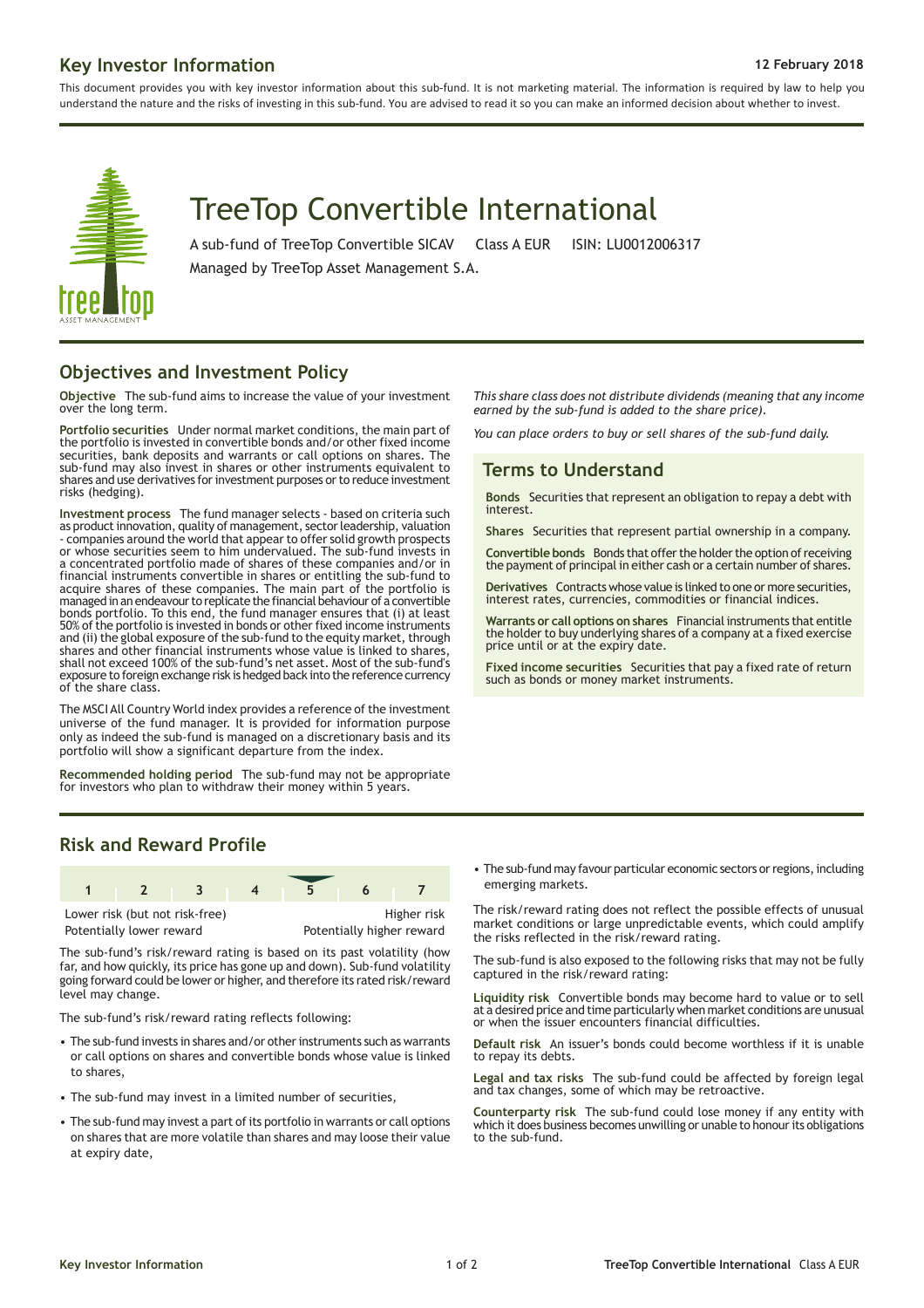## Key Investor Information

**12 February 2018**

This document provides you with key investor information about this sub-fund. It is not marketing material. The information is required by law to help you understand the nature and the risks of investing in this sub-fund. You are advised to read it so you can make an informed decision about whether to invest.

# TreeTop Convertible International

A sub-fund of TreeTop Convertible SICAV Class A EUR ISIN: LU0012006317

Managed by TreeTop Asset Management S.A.

## Objectives and Investment Policy

**Objective** The sub-fund aims to increase the value of your investment over the long term.

**Portfolio securities** Under normal market conditions, the main part of the portfolio is invested in convertible bonds and/or other fixed income securities, bank deposits and warrants or call options on shares. The sub-fund may also invest in shares or other instruments equivalent to shares and use derivatives for investment purposes or to reduce investment risks (hedging).

**Investment process** The fund manager selects - based on criteria such as product innovation, quality of management, sector leadership, valuation - companies around the world that appear to offer solid growth prospects or whose securities seem to him undervalued. The sub-fund invests in a concentrated portfolio made of shares of these companies and/or in financial instruments convertible in shares or entitling the sub-fund to acquire shares of these companies. The main part of the portfolio is managed in an endeavour to replicate the financial behaviour of a convertible bonds portfolio. To this end, the fund manager ensures that (i) at least 50% of the portfolio is invested in bonds or other fixed income instruments and (ii) the global exposure of the sub-fund to the equity market, through shares and other financial instruments whose value is linked to shares, shall not exceed 100% of the sub-fund's net asset. Most of the sub-fund's exposure to foreign exchange risk is hedged back into the reference currency of the share class.

The MSCI All Country World index provides a reference of the investment universe of the fund manager. It is provided for information purpose only as indeed the sub-fund is managed on a discretionary basis and its portfolio will show a significant departure from the index.

**Recommended holding period** The sub-fund may not be appropriate for investors who plan to withdraw their money within 5 years.

*This share class does not distribute dividends (meaning that any income earned by the sub-fund is added to the share price).*

*You can place orders to buy or sell shares of the sub-fund daily.*

### Terms to Understand

**Bonds** Securities that represent an obligation to repay a debt with interest.

**Shares** Securities that represent partial ownership in a company.

**Convertible bonds** Bonds that offer the holder the option of receiving the payment of principal in either cash or a certain number of shares.

**Derivatives** Contracts whose value is linked to one or more securities, interest rates, currencies, commodities or financial indices.

**Warrants or call options on shares** Financial instruments that entitle the holder to buy underlying shares of a company at a fixed exercise price until or at the expiry date.

**Fixed income securities** Securities that pay a fixed rate of return such as bonds or money market instruments.

## Risk and Reward Profile

| 1 | 2 | 3 | 4 | **5** | 6 | 7 |
|---|---|---|---|---|---|---|

Lower risk (but not risk-free) — Potentially lower reward | Higher risk — Potentially higher reward

The sub-fund's risk/reward rating is based on its past volatility (how far, and how quickly, its price has gone up and down). Sub-fund volatility going forward could be lower or higher, and therefore its rated risk/reward level may change.

The sub-fund's risk/reward rating reflects following:

- The sub-fund invests in shares and/or other instruments such as warrants or call options on shares and convertible bonds whose value is linked to shares,
- The sub-fund may invest in a limited number of securities,
- The sub-fund may invest a part of its portfolio in warrants or call options on shares that are more volatile than shares and may loose their value at expiry date,
- The sub-fund may favour particular economic sectors or regions, including emerging markets.

The risk/reward rating does not reflect the possible effects of unusual market conditions or large unpredictable events, which could amplify the risks reflected in the risk/reward rating.

The sub-fund is also exposed to the following risks that may not be fully captured in the risk/reward rating:

**Liquidity risk** Convertible bonds may become hard to value or to sell at a desired price and time particularly when market conditions are unusual or when the issuer encounters financial difficulties.

**Default risk** An issuer's bonds could become worthless if it is unable to repay its debts.

**Legal and tax risks** The sub-fund could be affected by foreign legal and tax changes, some of which may be retroactive.

**Counterparty risk** The sub-fund could lose money if any entity with which it does business becomes unwilling or unable to honour its obligations to the sub-fund.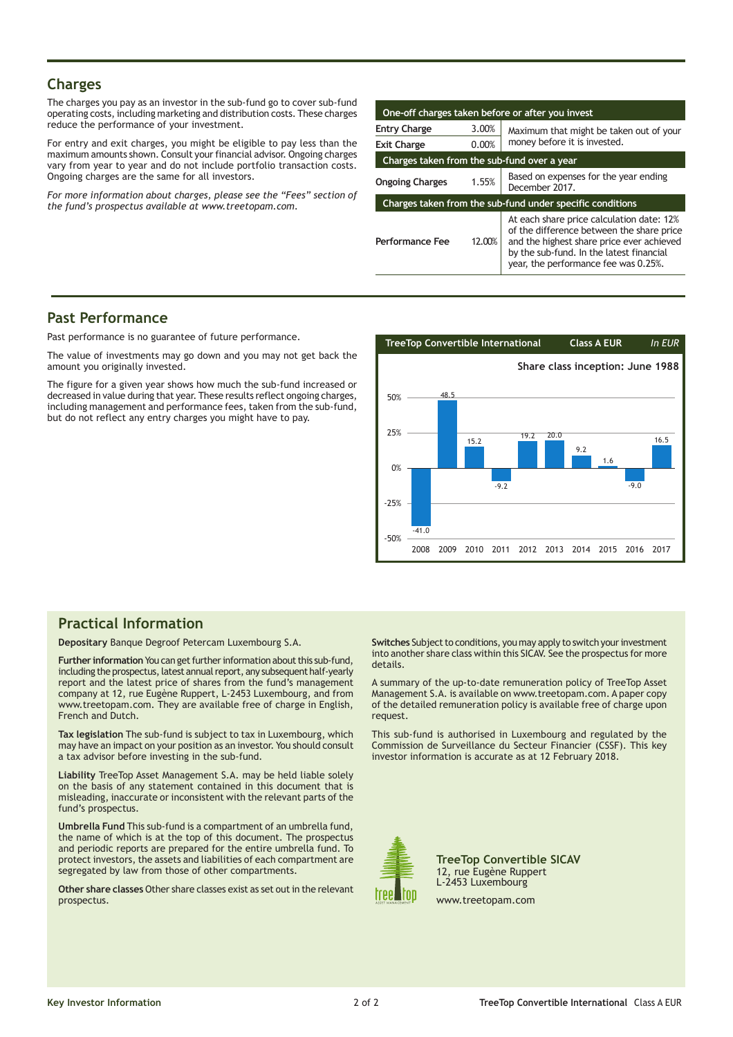## Charges

The charges you pay as an investor in the sub-fund go to cover sub-fund operating costs, including marketing and distribution costs. These charges reduce the performance of your investment.

For entry and exit charges, you might be eligible to pay less than the maximum amounts shown. Consult your financial advisor. Ongoing charges vary from year to year and do not include portfolio transaction costs. Ongoing charges are the same for all investors.

*For more information about charges, please see the “Fees” section of the fund’s prospectus available at www.treetopam.com.*

| | | |
|---|---|---|
| **One-off charges taken before or after you invest** | | |
| **Entry Charge** | 3.00% | Maximum that might be taken out of your money before it is invested. |
| **Exit Charge** | 0.00% | |
| **Charges taken from the sub-fund over a year** | | |
| **Ongoing Charges** | 1.55% | Based on expenses for the year ending December 2017. |
| **Charges taken from the sub-fund under specific conditions** | | |
| **Performance Fee** | 12.00% | At each share price calculation date: 12% of the difference between the share price and the highest share price ever achieved by the sub-fund. In the latest financial year, the performance fee was 0.25%. |

## Past Performance

Past performance is no guarantee of future performance.

The value of investments may go down and you may not get back the amount you originally invested.

The figure for a given year shows how much the sub-fund increased or decreased in value during that year. These results reflect ongoing charges, including management and performance fees, taken from the sub-fund, but do not reflect any entry charges you might have to pay.

TreeTop Convertible International Class A EUR *In EUR*

Share class inception: June 1988

50%
25%
0%
-25%
-50%

-41.0 48.5 15.2 -9.2 19.2 20.0 9.2 1.6 -9.0 16.5

2008 2009 2010 2011 2012 2013 2014 2015 2016 2017

## Practical Information

**Depositary** Banque Degroof Petercam Luxembourg S.A.

**Further information** You can get further information about this sub-fund, including the prospectus, latest annual report, any subsequent half-yearly report and the latest price of shares from the fund’s management company at 12, rue Eugène Ruppert, L-2453 Luxembourg, and from www.treetopam.com. They are available free of charge in English, French and Dutch.

**Tax legislation** The sub-fund is subject to tax in Luxembourg, which may have an impact on your position as an investor. You should consult a tax advisor before investing in the sub-fund.

**Liability** TreeTop Asset Management S.A. may be held liable solely on the basis of any statement contained in this document that is misleading, inaccurate or inconsistent with the relevant parts of the fund’s prospectus.

**Umbrella Fund** This sub-fund is a compartment of an umbrella fund, the name of which is at the top of this document. The prospectus and periodic reports are prepared for the entire umbrella fund. To protect investors, the assets and liabilities of each compartment are segregated by law from those of other compartments.

**Other share classes** Other share classes exist as set out in the relevant prospectus.

**Switches** Subject to conditions, you may apply to switch your investment into another share class within this SICAV. See the prospectus for more details.

A summary of the up-to-date remuneration policy of TreeTop Asset Management S.A. is available on www.treetopam.com. A paper copy of the detailed remuneration policy is available free of charge upon request.

This sub-fund is authorised in Luxembourg and regulated by the Commission de Surveillance du Secteur Financier (CSSF). This key investor information is accurate as at 12 February 2018.

**TreeTop Convertible SICAV**
12, rue Eugène Ruppert
L-2453 Luxembourg

www.treetopam.com